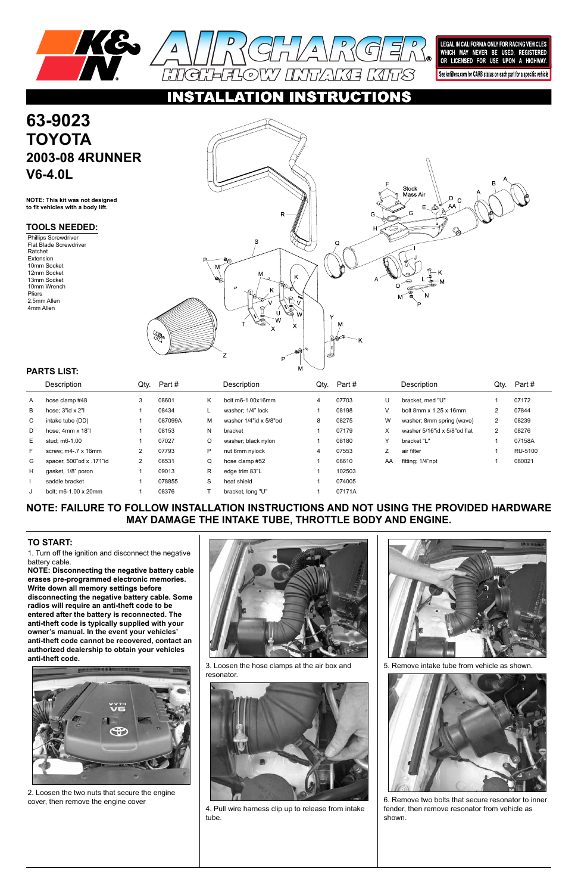K&N AIRCHARGER® HIGH-FLOW INTAKE KITS

LEGAL IN CALIFORNIA ONLY FOR RACING VEHICLES WHICH MAY NEVER BE USED, REGISTERED OR LICENSED FOR USE UPON A HIGHWAY.

See knfilters.com for CARB status on each part for a specific vehicle

# INSTALLATION INSTRUCTIONS

# 63-9023
# TOYOTA
## 2003-08 4RUNNER
## V6-4.0L

**NOTE: This kit was not designed to fit vehicles with a body lift.**

### TOOLS NEEDED:

Phillips Screwdriver
Flat Blade Screwdriver
Ratchet
Extension
10mm Socket
12mm Socket
13mm Socket
10mm Wrench
Pliers
2.5mm Allen
4mm Allen

### PARTS LIST:

| | Description | Qty. | Part # | | Description | Qty. | Part # | | Description | Qty. | Part # |
|---|---|---|---|---|---|---|---|---|---|---|---|
| A | hose clamp #48 | 3 | 08601 | K | bolt m6-1.00x16mm | 4 | 07703 | U | bracket, med "U" | 1 | 07172 |
| B | hose; 3"id x 2"l | 1 | 08434 | L | washer; 1/4" lock | 1 | 08198 | V | bolt 8mm x 1.25 x 16mm | 2 | 07844 |
| C | intake tube (DD) | 1 | 087099A | M | washer 1/4"id x 5/8"od | 8 | 08275 | W | washer; 8mm spring (wave) | 2 | 08239 |
| D | hose; 4mm x 18"l | 1 | 08153 | N | bracket | 1 | 07179 | X | washer 5/16"id x 5/8"od flat | 2 | 08276 |
| E | stud; m6-1.00 | 1 | 07027 | O | washer; black nylon | 1 | 08180 | Y | bracket "L" | 1 | 07158A |
| F | screw; m4-.7 x 16mm | 2 | 07793 | P | nut 6mm nylock | 4 | 07553 | Z | air filter | 1 | RU-5100 |
| G | spacer, 500"od x .171"id | 2 | 06531 | Q | hose clamp #52 | 1 | 08610 | AA | fitting; 1/4"npt | 1 | 080021 |
| H | gasket, 1/8" poron | 1 | 09013 | R | edge trim 83"L | 1 | 102503 | | | | |
| I | saddle bracket | 1 | 078855 | S | heat shield | 1 | 074005 | | | | |
| J | bolt; m6-1.00 x 20mm | 1 | 08376 | T | bracket, long "U" | 1 | 07171A | | | | |

**NOTE: FAILURE TO FOLLOW INSTALLATION INSTRUCTIONS AND NOT USING THE PROVIDED HARDWARE MAY DAMAGE THE INTAKE TUBE, THROTTLE BODY AND ENGINE.**

### TO START:

1. Turn off the ignition and disconnect the negative battery cable.

**NOTE: Disconnecting the negative battery cable erases pre-programmed electronic memories. Write down all memory settings before disconnecting the negative battery cable. Some radios will require an anti-theft code to be entered after the battery is reconnected. The anti-theft code is typically supplied with your owner's manual. In the event your vehicles' anti-theft code cannot be recovered, contact an authorized dealership to obtain your vehicles anti-theft code.**

2. Loosen the two nuts that secure the engine cover, then remove the engine cover

3. Loosen the hose clamps at the air box and resonator.

4. Pull wire harness clip up to release from intake tube.

5. Remove intake tube from vehicle as shown.

6. Remove two bolts that secure resonator to inner fender, then remove resonator from vehicle as shown.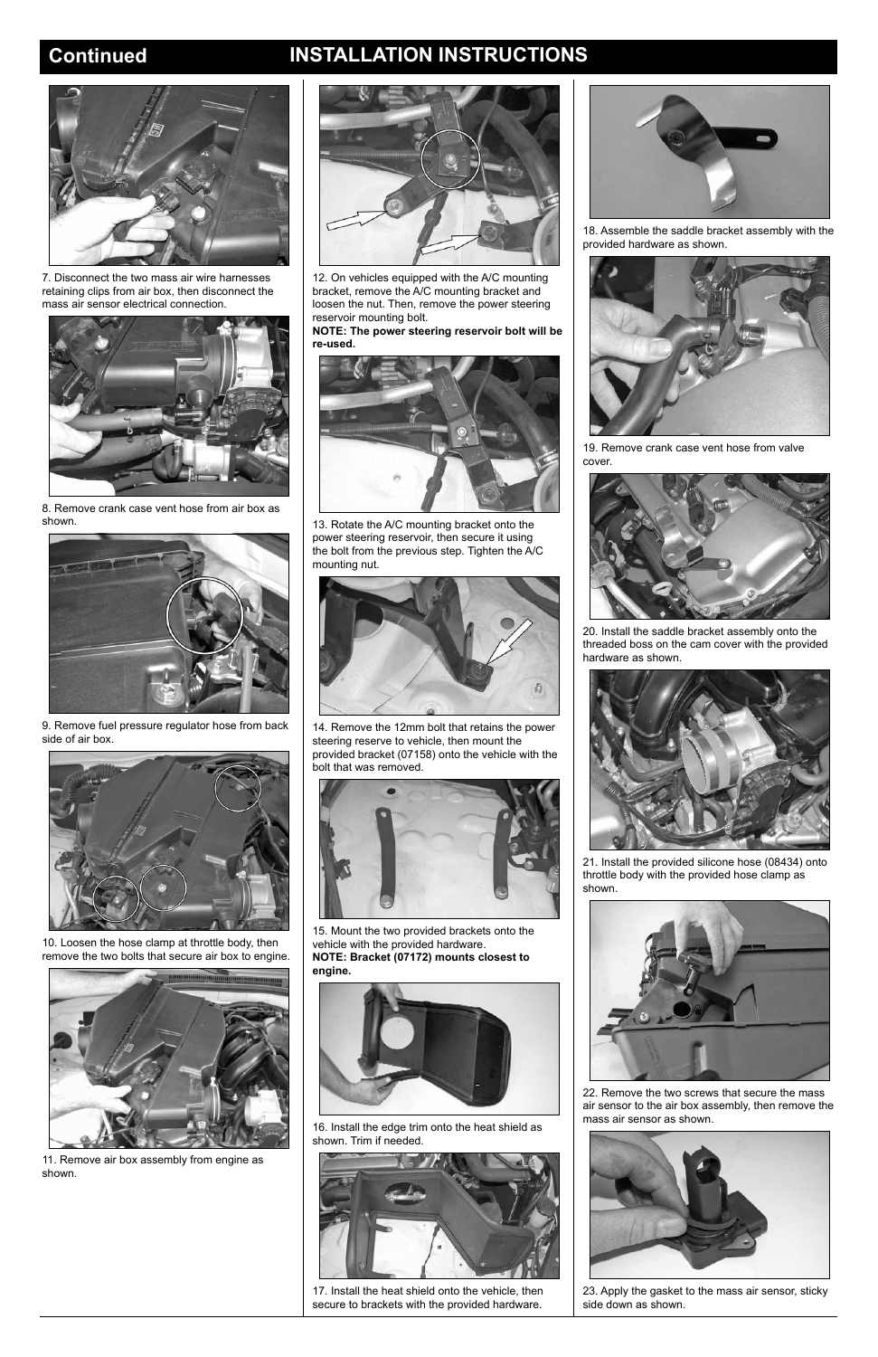# Continued INSTALLATION INSTRUCTIONS

7. Disconnect the two mass air wire harnesses retaining clips from air box, then disconnect the mass air sensor electrical connection.

8. Remove crank case vent hose from air box as shown.

9. Remove fuel pressure regulator hose from back side of air box.

10. Loosen the hose clamp at throttle body, then remove the two bolts that secure air box to engine.

11. Remove air box assembly from engine as shown.

12. On vehicles equipped with the A/C mounting bracket, remove the A/C mounting bracket and loosen the nut. Then, remove the power steering reservoir mounting bolt.
**NOTE: The power steering reservoir bolt will be re-used.**

13. Rotate the A/C mounting bracket onto the power steering reservoir, then secure it using the bolt from the previous step. Tighten the A/C mounting nut.

14. Remove the 12mm bolt that retains the power steering reserve to vehicle, then mount the provided bracket (07158) onto the vehicle with the bolt that was removed.

15. Mount the two provided brackets onto the vehicle with the provided hardware.
**NOTE: Bracket (07172) mounts closest to engine.**

16. Install the edge trim onto the heat shield as shown. Trim if needed.

17. Install the heat shield onto the vehicle, then secure to brackets with the provided hardware.

18. Assemble the saddle bracket assembly with the provided hardware as shown.

19. Remove crank case vent hose from valve cover.

20. Install the saddle bracket assembly onto the threaded boss on the cam cover with the provided hardware as shown.

21. Install the provided silicone hose (08434) onto throttle body with the provided hose clamp as shown.

22. Remove the two screws that secure the mass air sensor to the air box assembly, then remove the mass air sensor as shown.

23. Apply the gasket to the mass air sensor, sticky side down as shown.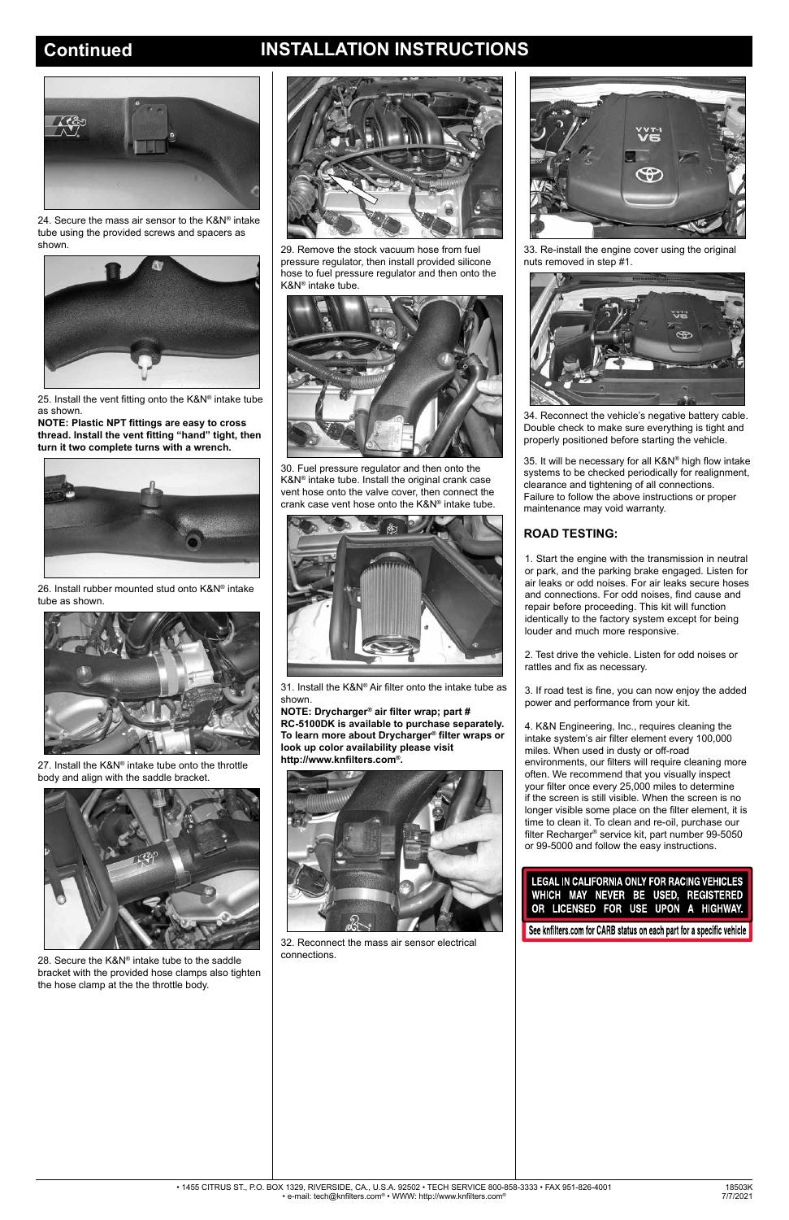# Continued INSTALLATION INSTRUCTIONS

24. Secure the mass air sensor to the K&N® intake tube using the provided screws and spacers as shown.

25. Install the vent fitting onto the K&N® intake tube as shown.
**NOTE: Plastic NPT fittings are easy to cross thread. Install the vent fitting "hand" tight, then turn it two complete turns with a wrench.**

26. Install rubber mounted stud onto K&N® intake tube as shown.

27. Install the K&N® intake tube onto the throttle body and align with the saddle bracket.

28. Secure the K&N® intake tube to the saddle bracket with the provided hose clamps also tighten the hose clamp at the the throttle body.

29. Remove the stock vacuum hose from fuel pressure regulator, then install provided silicone hose to fuel pressure regulator and then onto the K&N® intake tube.

30. Fuel pressure regulator and then onto the K&N® intake tube. Install the original crank case vent hose onto the valve cover, then connect the crank case vent hose onto the K&N® intake tube.

31. Install the K&N® Air filter onto the intake tube as shown.
**NOTE: Drycharger® air filter wrap; part # RC-5100DK is available to purchase separately. To learn more about Drycharger® filter wraps or look up color availability please visit http://www.knfilters.com®.**

32. Reconnect the mass air sensor electrical connections.

33. Re-install the engine cover using the original nuts removed in step #1.

34. Reconnect the vehicle's negative battery cable. Double check to make sure everything is tight and properly positioned before starting the vehicle.

35. It will be necessary for all K&N® high flow intake systems to be checked periodically for realignment, clearance and tightening of all connections. Failure to follow the above instructions or proper maintenance may void warranty.

### ROAD TESTING:

1. Start the engine with the transmission in neutral or park, and the parking brake engaged. Listen for air leaks or odd noises. For air leaks secure hoses and connections. For odd noises, find cause and repair before proceeding. This kit will function identically to the factory system except for being louder and much more responsive.

2. Test drive the vehicle. Listen for odd noises or rattles and fix as necessary.

3. If road test is fine, you can now enjoy the added power and performance from your kit.

4. K&N Engineering, Inc., requires cleaning the intake system's air filter element every 100,000 miles. When used in dusty or off-road environments, our filters will require cleaning more often. We recommend that you visually inspect your filter once every 25,000 miles to determine if the screen is still visible. When the screen is no longer visible some place on the filter element, it is time to clean it. To clean and re-oil, purchase our filter Recharger® service kit, part number 99-5050 or 99-5000 and follow the easy instructions.

**LEGAL IN CALIFORNIA ONLY FOR RACING VEHICLES WHICH MAY NEVER BE USED, REGISTERED OR LICENSED FOR USE UPON A HIGHWAY.**

**See knfilters.com for CARB status on each part for a specific vehicle**

• 1455 CITRUS ST., P.O. BOX 1329, RIVERSIDE, CA., U.S.A. 92502 • TECH SERVICE 800-858-3333 • FAX 951-826-4001
• e-mail: tech@knfilters.com® • WWW: http://www.knfilters.com®

18503K
7/7/2021